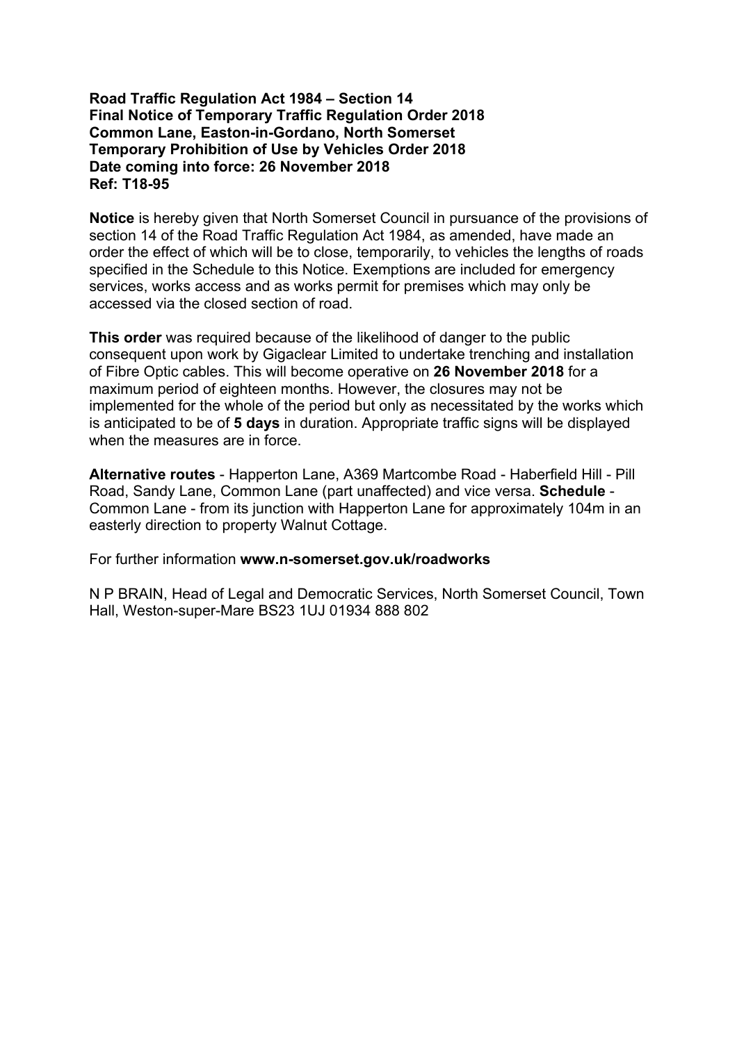**Road Traffic Regulation Act 1984 – Section 14**
**Final Notice of Temporary Traffic Regulation Order 2018**
**Common Lane, Easton-in-Gordano, North Somerset**
**Temporary Prohibition of Use by Vehicles Order 2018**
**Date coming into force: 26 November 2018**
**Ref: T18-95**

**Notice** is hereby given that North Somerset Council in pursuance of the provisions of section 14 of the Road Traffic Regulation Act 1984, as amended, have made an order the effect of which will be to close, temporarily, to vehicles the lengths of roads specified in the Schedule to this Notice. Exemptions are included for emergency services, works access and as works permit for premises which may only be accessed via the closed section of road.

**This order** was required because of the likelihood of danger to the public consequent upon work by Gigaclear Limited to undertake trenching and installation of Fibre Optic cables. This will become operative on **26 November 2018** for a maximum period of eighteen months. However, the closures may not be implemented for the whole of the period but only as necessitated by the works which is anticipated to be of **5 days** in duration. Appropriate traffic signs will be displayed when the measures are in force.

**Alternative routes** - Happerton Lane, A369 Martcombe Road - Haberfield Hill - Pill Road, Sandy Lane, Common Lane (part unaffected) and vice versa. **Schedule** - Common Lane - from its junction with Happerton Lane for approximately 104m in an easterly direction to property Walnut Cottage.

For further information **www.n-somerset.gov.uk/roadworks**

N P BRAIN, Head of Legal and Democratic Services, North Somerset Council, Town Hall, Weston-super-Mare BS23 1UJ 01934 888 802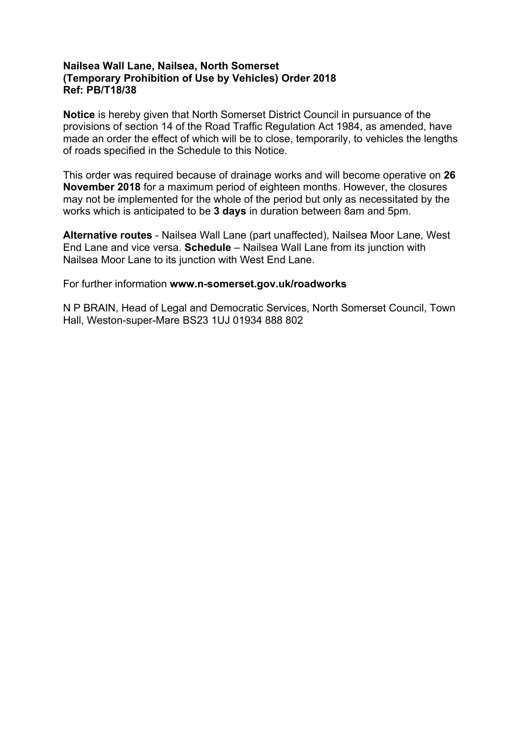**Nailsea Wall Lane, Nailsea, North Somerset**
**(Temporary Prohibition of Use by Vehicles) Order 2018**
**Ref: PB/T18/38**

**Notice** is hereby given that North Somerset District Council in pursuance of the provisions of section 14 of the Road Traffic Regulation Act 1984, as amended, have made an order the effect of which will be to close, temporarily, to vehicles the lengths of roads specified in the Schedule to this Notice.

This order was required because of drainage works and will become operative on **26 November 2018** for a maximum period of eighteen months. However, the closures may not be implemented for the whole of the period but only as necessitated by the works which is anticipated to be **3 days** in duration between 8am and 5pm.

**Alternative routes** - Nailsea Wall Lane (part unaffected), Nailsea Moor Lane, West End Lane and vice versa. **Schedule** – Nailsea Wall Lane from its junction with Nailsea Moor Lane to its junction with West End Lane.

For further information **www.n-somerset.gov.uk/roadworks**

N P BRAIN, Head of Legal and Democratic Services, North Somerset Council, Town Hall, Weston-super-Mare BS23 1UJ 01934 888 802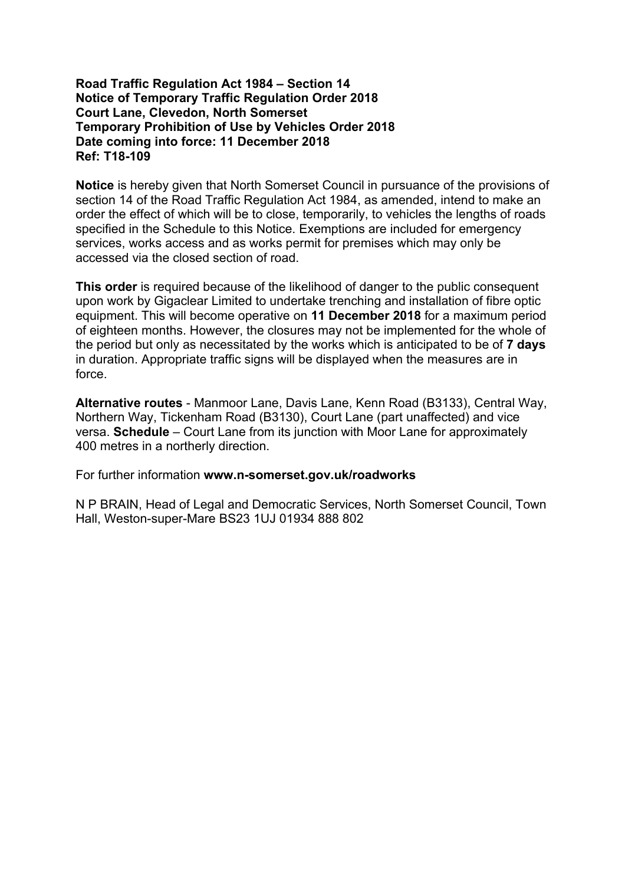**Road Traffic Regulation Act 1984 – Section 14**
**Notice of Temporary Traffic Regulation Order 2018**
**Court Lane, Clevedon, North Somerset**
**Temporary Prohibition of Use by Vehicles Order 2018**
**Date coming into force: 11 December 2018**
**Ref: T18-109**

**Notice** is hereby given that North Somerset Council in pursuance of the provisions of section 14 of the Road Traffic Regulation Act 1984, as amended, intend to make an order the effect of which will be to close, temporarily, to vehicles the lengths of roads specified in the Schedule to this Notice. Exemptions are included for emergency services, works access and as works permit for premises which may only be accessed via the closed section of road.

**This order** is required because of the likelihood of danger to the public consequent upon work by Gigaclear Limited to undertake trenching and installation of fibre optic equipment. This will become operative on **11 December 2018** for a maximum period of eighteen months. However, the closures may not be implemented for the whole of the period but only as necessitated by the works which is anticipated to be of **7 days** in duration. Appropriate traffic signs will be displayed when the measures are in force.

**Alternative routes** - Manmoor Lane, Davis Lane, Kenn Road (B3133), Central Way, Northern Way, Tickenham Road (B3130), Court Lane (part unaffected) and vice versa. **Schedule** – Court Lane from its junction with Moor Lane for approximately 400 metres in a northerly direction.

For further information **www.n-somerset.gov.uk/roadworks**

N P BRAIN, Head of Legal and Democratic Services, North Somerset Council, Town Hall, Weston-super-Mare BS23 1UJ 01934 888 802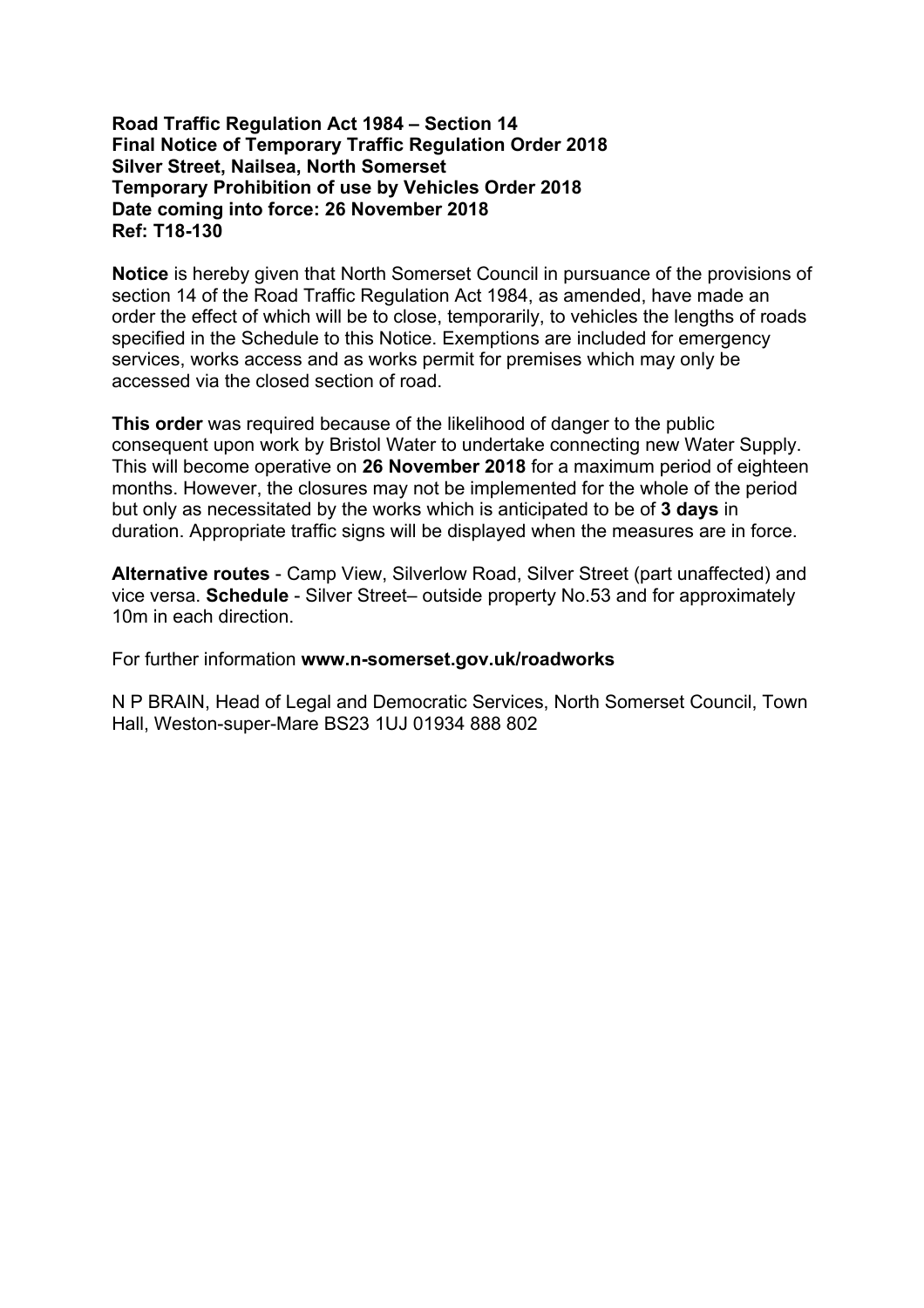**Road Traffic Regulation Act 1984 – Section 14**
**Final Notice of Temporary Traffic Regulation Order 2018**
**Silver Street, Nailsea, North Somerset**
**Temporary Prohibition of use by Vehicles Order 2018**
**Date coming into force: 26 November 2018**
**Ref: T18-130**

**Notice** is hereby given that North Somerset Council in pursuance of the provisions of section 14 of the Road Traffic Regulation Act 1984, as amended, have made an order the effect of which will be to close, temporarily, to vehicles the lengths of roads specified in the Schedule to this Notice. Exemptions are included for emergency services, works access and as works permit for premises which may only be accessed via the closed section of road.

**This order** was required because of the likelihood of danger to the public consequent upon work by Bristol Water to undertake connecting new Water Supply. This will become operative on **26 November 2018** for a maximum period of eighteen months. However, the closures may not be implemented for the whole of the period but only as necessitated by the works which is anticipated to be of **3 days** in duration. Appropriate traffic signs will be displayed when the measures are in force.

**Alternative routes** - Camp View, Silverlow Road, Silver Street (part unaffected) and vice versa. **Schedule** - Silver Street– outside property No.53 and for approximately 10m in each direction.

For further information **www.n-somerset.gov.uk/roadworks**

N P BRAIN, Head of Legal and Democratic Services, North Somerset Council, Town Hall, Weston-super-Mare BS23 1UJ 01934 888 802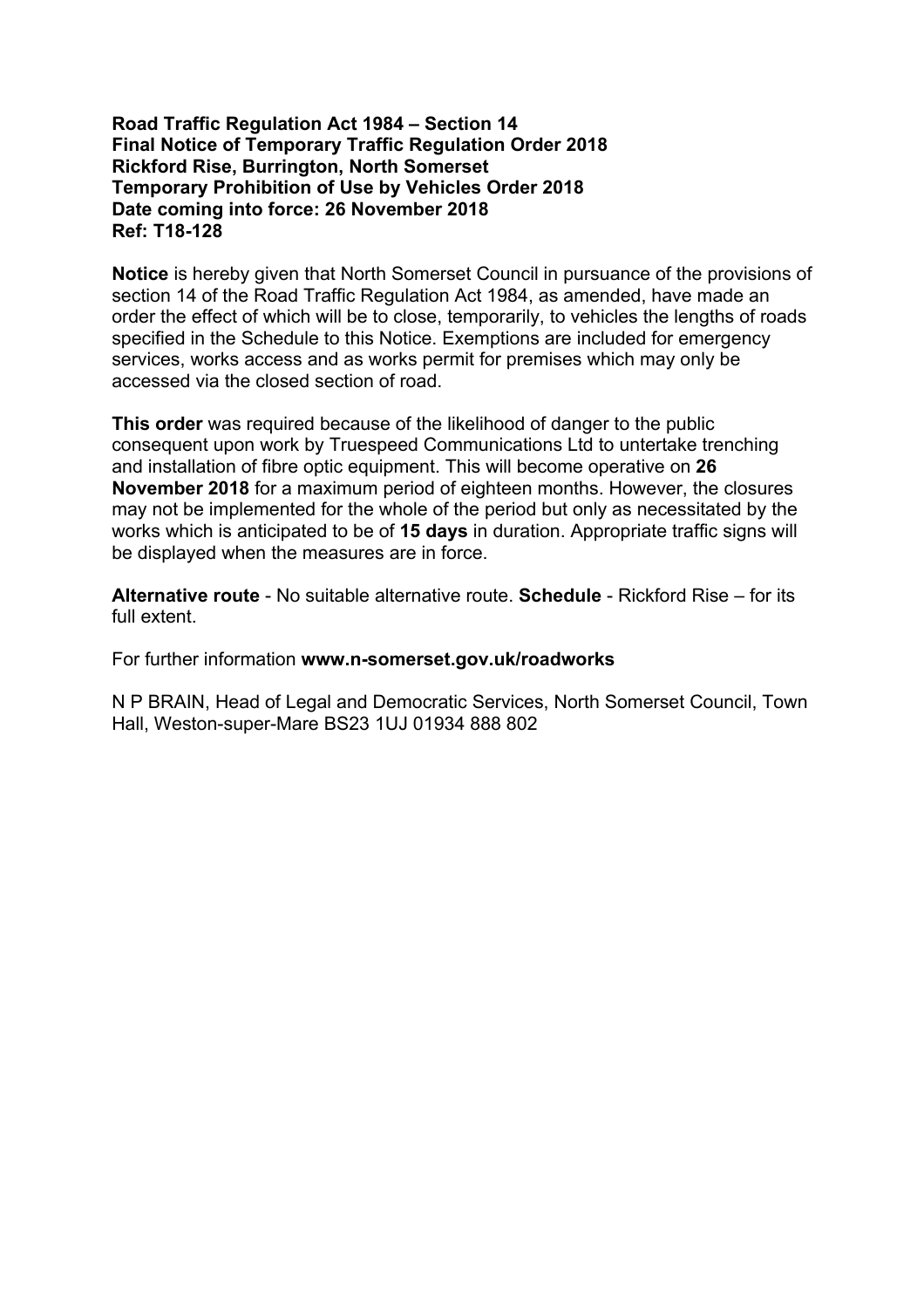**Road Traffic Regulation Act 1984 – Section 14**
**Final Notice of Temporary Traffic Regulation Order 2018**
**Rickford Rise, Burrington, North Somerset**
**Temporary Prohibition of Use by Vehicles Order 2018**
**Date coming into force: 26 November 2018**
**Ref: T18-128**

**Notice** is hereby given that North Somerset Council in pursuance of the provisions of section 14 of the Road Traffic Regulation Act 1984, as amended, have made an order the effect of which will be to close, temporarily, to vehicles the lengths of roads specified in the Schedule to this Notice. Exemptions are included for emergency services, works access and as works permit for premises which may only be accessed via the closed section of road.

**This order** was required because of the likelihood of danger to the public consequent upon work by Truespeed Communications Ltd to untertake trenching and installation of fibre optic equipment. This will become operative on **26 November 2018** for a maximum period of eighteen months. However, the closures may not be implemented for the whole of the period but only as necessitated by the works which is anticipated to be of **15 days** in duration. Appropriate traffic signs will be displayed when the measures are in force.

**Alternative route** - No suitable alternative route. **Schedule** - Rickford Rise – for its full extent.

For further information **www.n-somerset.gov.uk/roadworks**

N P BRAIN, Head of Legal and Democratic Services, North Somerset Council, Town Hall, Weston-super-Mare BS23 1UJ 01934 888 802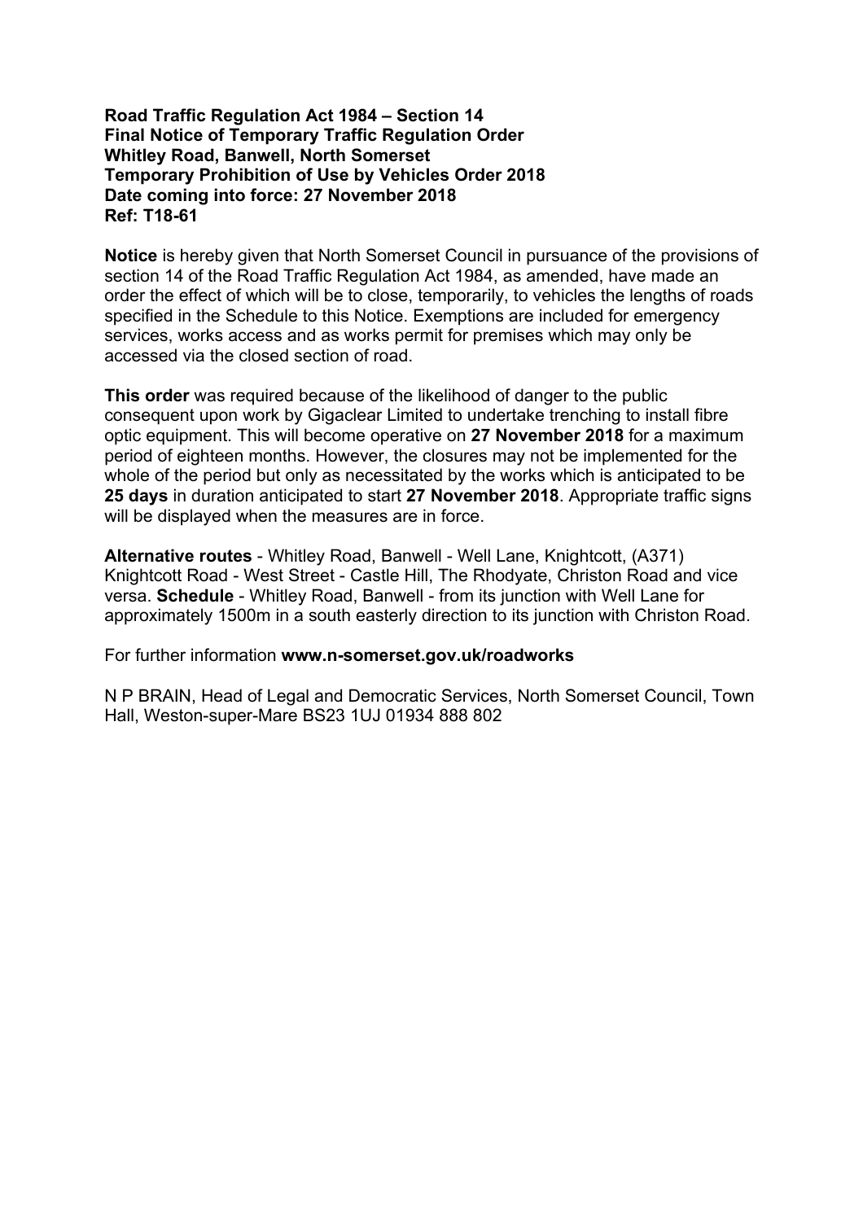**Road Traffic Regulation Act 1984 – Section 14**
**Final Notice of Temporary Traffic Regulation Order**
**Whitley Road, Banwell, North Somerset**
**Temporary Prohibition of Use by Vehicles Order 2018**
**Date coming into force: 27 November 2018**
**Ref: T18-61**

**Notice** is hereby given that North Somerset Council in pursuance of the provisions of section 14 of the Road Traffic Regulation Act 1984, as amended, have made an order the effect of which will be to close, temporarily, to vehicles the lengths of roads specified in the Schedule to this Notice. Exemptions are included for emergency services, works access and as works permit for premises which may only be accessed via the closed section of road.

**This order** was required because of the likelihood of danger to the public consequent upon work by Gigaclear Limited to undertake trenching to install fibre optic equipment. This will become operative on **27 November 2018** for a maximum period of eighteen months. However, the closures may not be implemented for the whole of the period but only as necessitated by the works which is anticipated to be **25 days** in duration anticipated to start **27 November 2018**. Appropriate traffic signs will be displayed when the measures are in force.

**Alternative routes** - Whitley Road, Banwell - Well Lane, Knightcott, (A371) Knightcott Road - West Street - Castle Hill, The Rhodyate, Christon Road and vice versa. **Schedule** - Whitley Road, Banwell - from its junction with Well Lane for approximately 1500m in a south easterly direction to its junction with Christon Road.

For further information **www.n-somerset.gov.uk/roadworks**

N P BRAIN, Head of Legal and Democratic Services, North Somerset Council, Town Hall, Weston-super-Mare BS23 1UJ 01934 888 802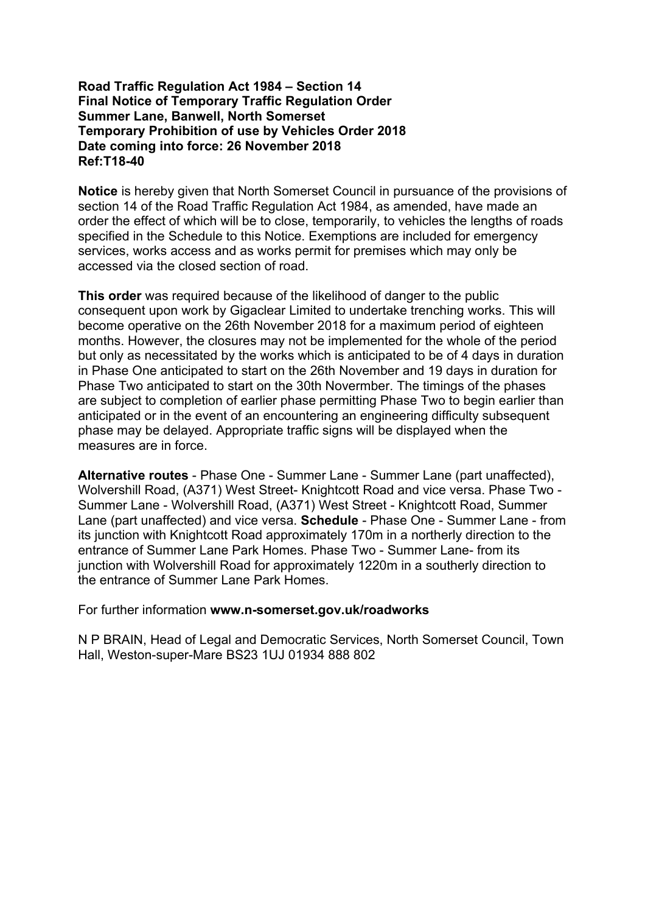**Road Traffic Regulation Act 1984 – Section 14**
**Final Notice of Temporary Traffic Regulation Order**
**Summer Lane, Banwell, North Somerset**
**Temporary Prohibition of use by Vehicles Order 2018**
**Date coming into force: 26 November 2018**
**Ref:T18-40**

**Notice** is hereby given that North Somerset Council in pursuance of the provisions of section 14 of the Road Traffic Regulation Act 1984, as amended, have made an order the effect of which will be to close, temporarily, to vehicles the lengths of roads specified in the Schedule to this Notice. Exemptions are included for emergency services, works access and as works permit for premises which may only be accessed via the closed section of road.

**This order** was required because of the likelihood of danger to the public consequent upon work by Gigaclear Limited to undertake trenching works. This will become operative on the 26th November 2018 for a maximum period of eighteen months. However, the closures may not be implemented for the whole of the period but only as necessitated by the works which is anticipated to be of 4 days in duration in Phase One anticipated to start on the 26th November and 19 days in duration for Phase Two anticipated to start on the 30th Novermber. The timings of the phases are subject to completion of earlier phase permitting Phase Two to begin earlier than anticipated or in the event of an encountering an engineering difficulty subsequent phase may be delayed. Appropriate traffic signs will be displayed when the measures are in force.

**Alternative routes** - Phase One - Summer Lane - Summer Lane (part unaffected), Wolvershill Road, (A371) West Street- Knightcott Road and vice versa. Phase Two - Summer Lane - Wolvershill Road, (A371) West Street - Knightcott Road, Summer Lane (part unaffected) and vice versa. **Schedule** - Phase One - Summer Lane - from its junction with Knightcott Road approximately 170m in a northerly direction to the entrance of Summer Lane Park Homes. Phase Two - Summer Lane- from its junction with Wolvershill Road for approximately 1220m in a southerly direction to the entrance of Summer Lane Park Homes.

For further information **www.n-somerset.gov.uk/roadworks**

N P BRAIN, Head of Legal and Democratic Services, North Somerset Council, Town Hall, Weston-super-Mare BS23 1UJ 01934 888 802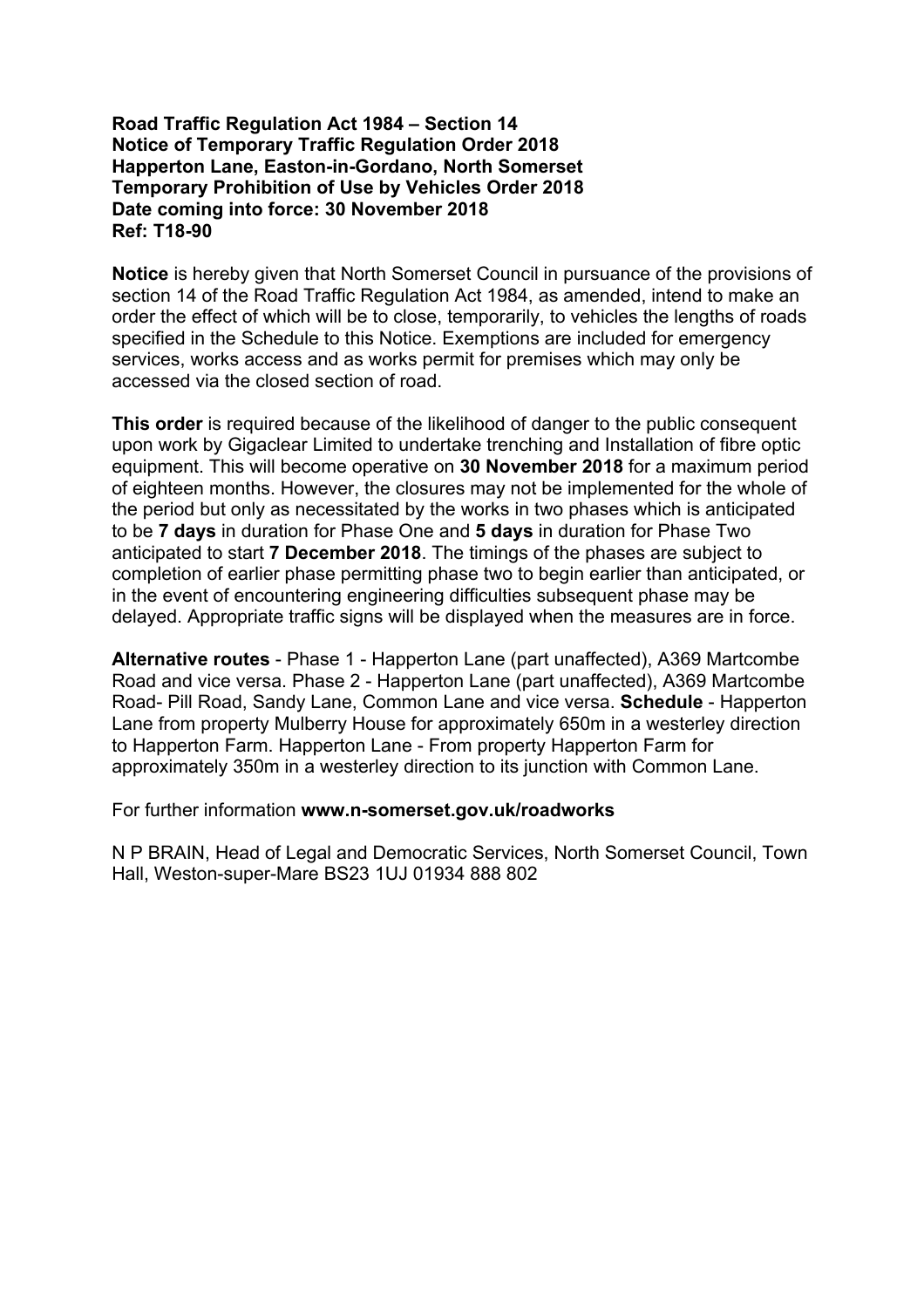**Road Traffic Regulation Act 1984 – Section 14**
**Notice of Temporary Traffic Regulation Order 2018**
**Happerton Lane, Easton-in-Gordano, North Somerset**
**Temporary Prohibition of Use by Vehicles Order 2018**
**Date coming into force: 30 November 2018**
**Ref: T18-90**

**Notice** is hereby given that North Somerset Council in pursuance of the provisions of section 14 of the Road Traffic Regulation Act 1984, as amended, intend to make an order the effect of which will be to close, temporarily, to vehicles the lengths of roads specified in the Schedule to this Notice. Exemptions are included for emergency services, works access and as works permit for premises which may only be accessed via the closed section of road.

**This order** is required because of the likelihood of danger to the public consequent upon work by Gigaclear Limited to undertake trenching and Installation of fibre optic equipment. This will become operative on **30 November 2018** for a maximum period of eighteen months. However, the closures may not be implemented for the whole of the period but only as necessitated by the works in two phases which is anticipated to be **7 days** in duration for Phase One and **5 days** in duration for Phase Two anticipated to start **7 December 2018**. The timings of the phases are subject to completion of earlier phase permitting phase two to begin earlier than anticipated, or in the event of encountering engineering difficulties subsequent phase may be delayed. Appropriate traffic signs will be displayed when the measures are in force.

**Alternative routes** - Phase 1 - Happerton Lane (part unaffected), A369 Martcombe Road and vice versa. Phase 2 - Happerton Lane (part unaffected), A369 Martcombe Road- Pill Road, Sandy Lane, Common Lane and vice versa. **Schedule** - Happerton Lane from property Mulberry House for approximately 650m in a westerley direction to Happerton Farm. Happerton Lane - From property Happerton Farm for approximately 350m in a westerley direction to its junction with Common Lane.

For further information **www.n-somerset.gov.uk/roadworks**

N P BRAIN, Head of Legal and Democratic Services, North Somerset Council, Town Hall, Weston-super-Mare BS23 1UJ 01934 888 802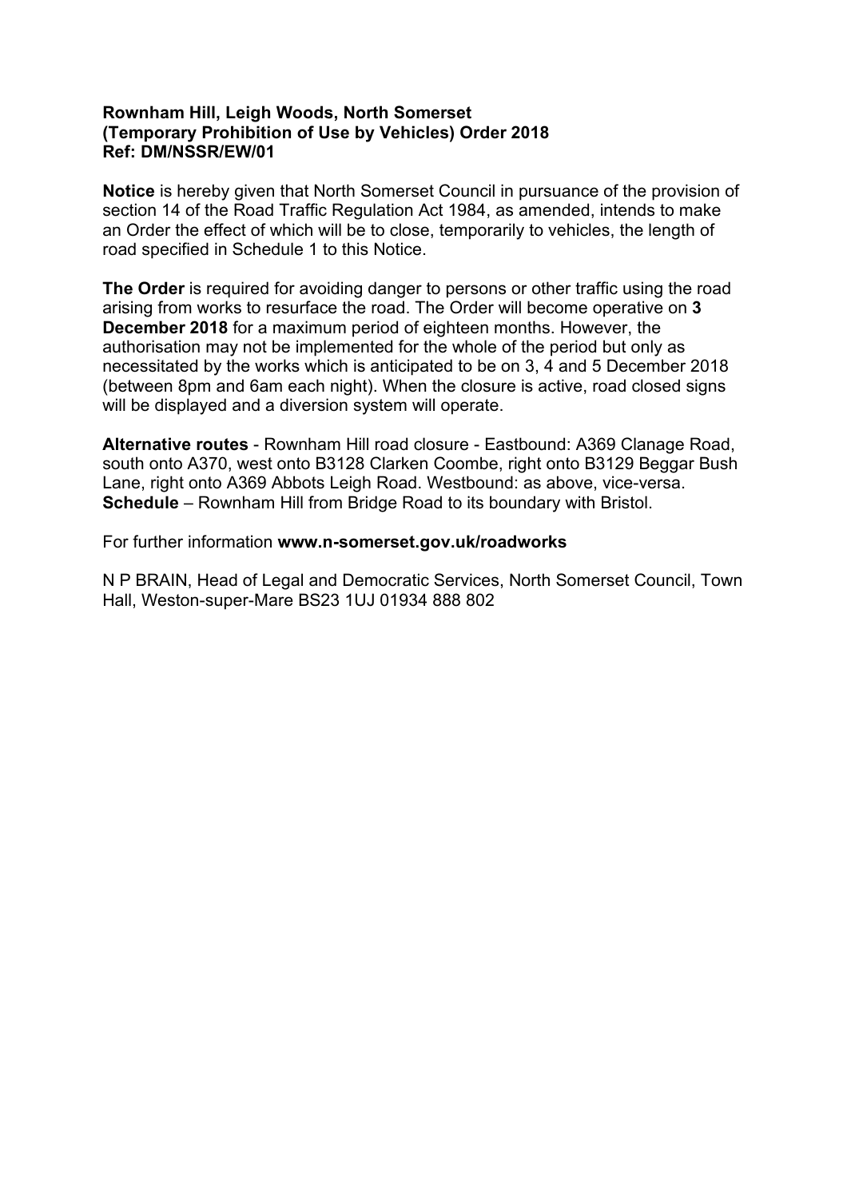**Rownham Hill, Leigh Woods, North Somerset**
**(Temporary Prohibition of Use by Vehicles) Order 2018**
**Ref: DM/NSSR/EW/01**

**Notice** is hereby given that North Somerset Council in pursuance of the provision of section 14 of the Road Traffic Regulation Act 1984, as amended, intends to make an Order the effect of which will be to close, temporarily to vehicles, the length of road specified in Schedule 1 to this Notice.

**The Order** is required for avoiding danger to persons or other traffic using the road arising from works to resurface the road. The Order will become operative on **3 December 2018** for a maximum period of eighteen months. However, the authorisation may not be implemented for the whole of the period but only as necessitated by the works which is anticipated to be on 3, 4 and 5 December 2018 (between 8pm and 6am each night). When the closure is active, road closed signs will be displayed and a diversion system will operate.

**Alternative routes** - Rownham Hill road closure - Eastbound: A369 Clanage Road, south onto A370, west onto B3128 Clarken Coombe, right onto B3129 Beggar Bush Lane, right onto A369 Abbots Leigh Road. Westbound: as above, vice-versa.
**Schedule** – Rownham Hill from Bridge Road to its boundary with Bristol.

For further information **www.n-somerset.gov.uk/roadworks**

N P BRAIN, Head of Legal and Democratic Services, North Somerset Council, Town Hall, Weston-super-Mare BS23 1UJ 01934 888 802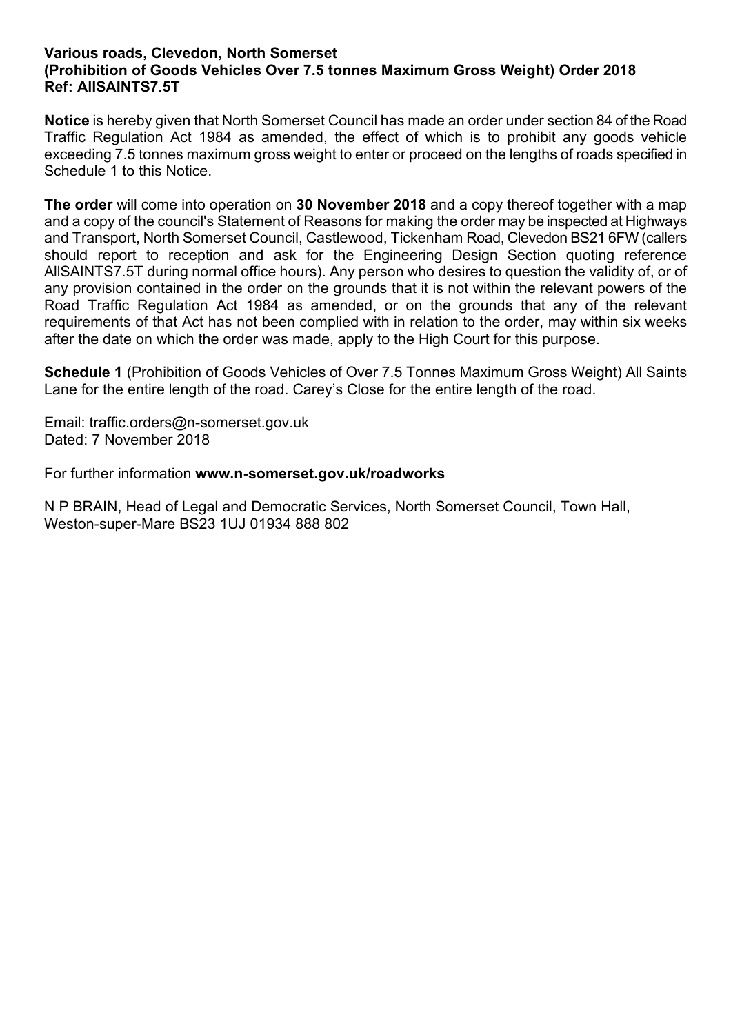**Various roads, Clevedon, North Somerset**
**(Prohibition of Goods Vehicles Over 7.5 tonnes Maximum Gross Weight) Order 2018**
**Ref: AllSAINTS7.5T**

**Notice** is hereby given that North Somerset Council has made an order under section 84 of the Road Traffic Regulation Act 1984 as amended, the effect of which is to prohibit any goods vehicle exceeding 7.5 tonnes maximum gross weight to enter or proceed on the lengths of roads specified in Schedule 1 to this Notice.

**The order** will come into operation on **30 November 2018** and a copy thereof together with a map and a copy of the council's Statement of Reasons for making the order may be inspected at Highways and Transport, North Somerset Council, Castlewood, Tickenham Road, Clevedon BS21 6FW (callers should report to reception and ask for the Engineering Design Section quoting reference AllSAINTS7.5T during normal office hours). Any person who desires to question the validity of, or of any provision contained in the order on the grounds that it is not within the relevant powers of the Road Traffic Regulation Act 1984 as amended, or on the grounds that any of the relevant requirements of that Act has not been complied with in relation to the order, may within six weeks after the date on which the order was made, apply to the High Court for this purpose.

**Schedule 1** (Prohibition of Goods Vehicles of Over 7.5 Tonnes Maximum Gross Weight) All Saints Lane for the entire length of the road. Carey's Close for the entire length of the road.

Email: traffic.orders@n-somerset.gov.uk
Dated: 7 November 2018

For further information **www.n-somerset.gov.uk/roadworks**

N P BRAIN, Head of Legal and Democratic Services, North Somerset Council, Town Hall, Weston-super-Mare BS23 1UJ 01934 888 802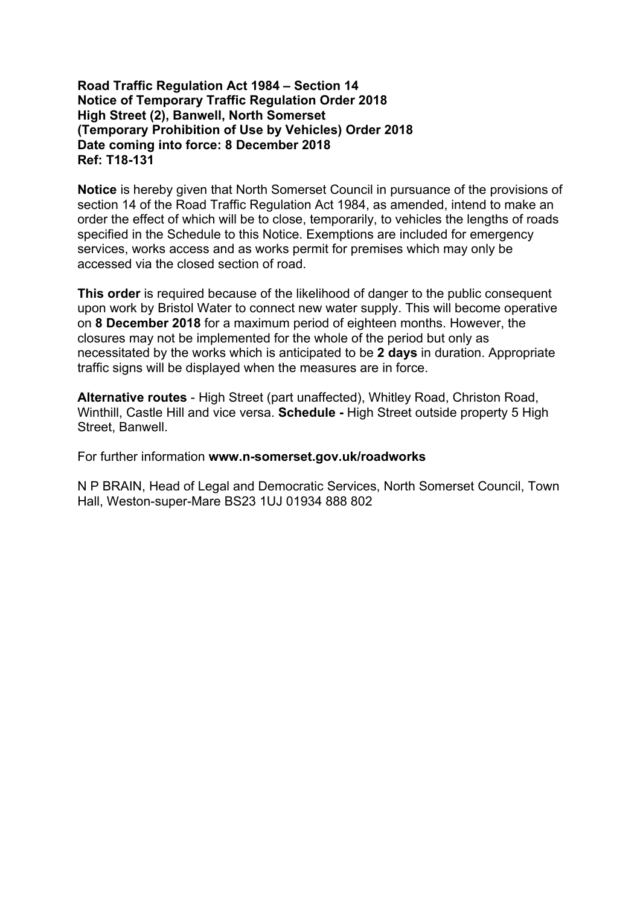**Road Traffic Regulation Act 1984 – Section 14**
**Notice of Temporary Traffic Regulation Order 2018**
**High Street (2), Banwell, North Somerset**
**(Temporary Prohibition of Use by Vehicles) Order 2018**
**Date coming into force: 8 December 2018**
**Ref: T18-131**

**Notice** is hereby given that North Somerset Council in pursuance of the provisions of section 14 of the Road Traffic Regulation Act 1984, as amended, intend to make an order the effect of which will be to close, temporarily, to vehicles the lengths of roads specified in the Schedule to this Notice. Exemptions are included for emergency services, works access and as works permit for premises which may only be accessed via the closed section of road.

**This order** is required because of the likelihood of danger to the public consequent upon work by Bristol Water to connect new water supply. This will become operative on **8 December 2018** for a maximum period of eighteen months. However, the closures may not be implemented for the whole of the period but only as necessitated by the works which is anticipated to be **2 days** in duration. Appropriate traffic signs will be displayed when the measures are in force.

**Alternative routes** - High Street (part unaffected), Whitley Road, Christon Road, Winthill, Castle Hill and vice versa. **Schedule -** High Street outside property 5 High Street, Banwell.

For further information **www.n-somerset.gov.uk/roadworks**

N P BRAIN, Head of Legal and Democratic Services, North Somerset Council, Town Hall, Weston-super-Mare BS23 1UJ 01934 888 802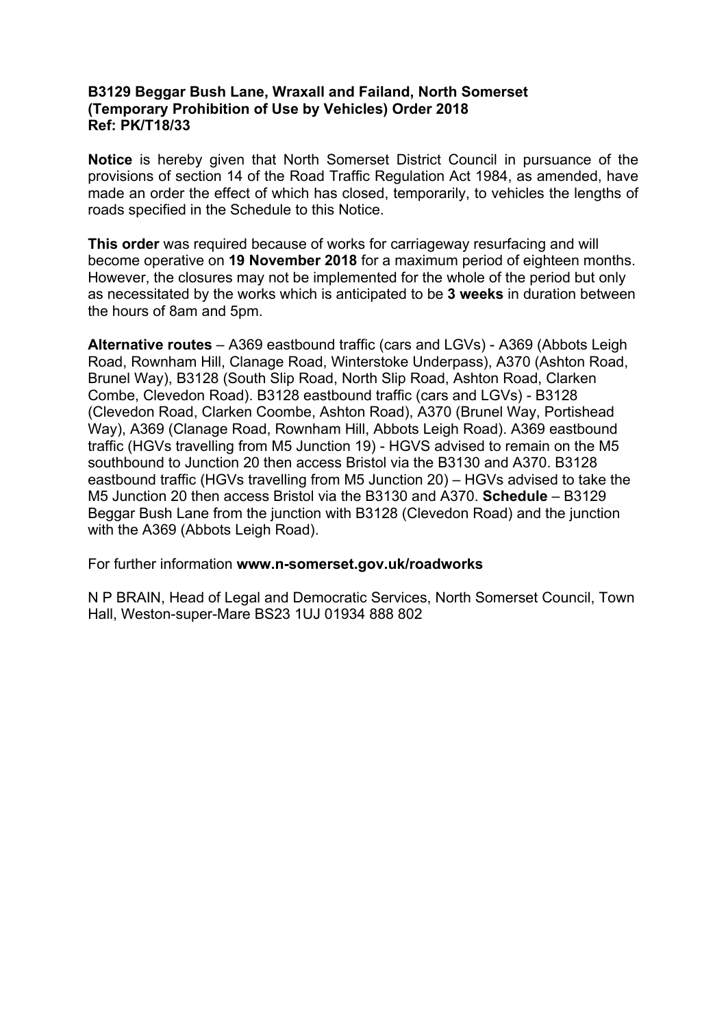**B3129 Beggar Bush Lane, Wraxall and Failand, North Somerset (Temporary Prohibition of Use by Vehicles) Order 2018**
**Ref: PK/T18/33**

**Notice** is hereby given that North Somerset District Council in pursuance of the provisions of section 14 of the Road Traffic Regulation Act 1984, as amended, have made an order the effect of which has closed, temporarily, to vehicles the lengths of roads specified in the Schedule to this Notice.

**This order** was required because of works for carriageway resurfacing and will become operative on **19 November 2018** for a maximum period of eighteen months. However, the closures may not be implemented for the whole of the period but only as necessitated by the works which is anticipated to be **3 weeks** in duration between the hours of 8am and 5pm.

**Alternative routes** – A369 eastbound traffic (cars and LGVs) - A369 (Abbots Leigh Road, Rownham Hill, Clanage Road, Winterstoke Underpass), A370 (Ashton Road, Brunel Way), B3128 (South Slip Road, North Slip Road, Ashton Road, Clarken Combe, Clevedon Road). B3128 eastbound traffic (cars and LGVs) - B3128 (Clevedon Road, Clarken Coombe, Ashton Road), A370 (Brunel Way, Portishead Way), A369 (Clanage Road, Rownham Hill, Abbots Leigh Road). A369 eastbound traffic (HGVs travelling from M5 Junction 19) - HGVS advised to remain on the M5 southbound to Junction 20 then access Bristol via the B3130 and A370. B3128 eastbound traffic (HGVs travelling from M5 Junction 20) – HGVs advised to take the M5 Junction 20 then access Bristol via the B3130 and A370. **Schedule** – B3129 Beggar Bush Lane from the junction with B3128 (Clevedon Road) and the junction with the A369 (Abbots Leigh Road).

For further information **www.n-somerset.gov.uk/roadworks**

N P BRAIN, Head of Legal and Democratic Services, North Somerset Council, Town Hall, Weston-super-Mare BS23 1UJ 01934 888 802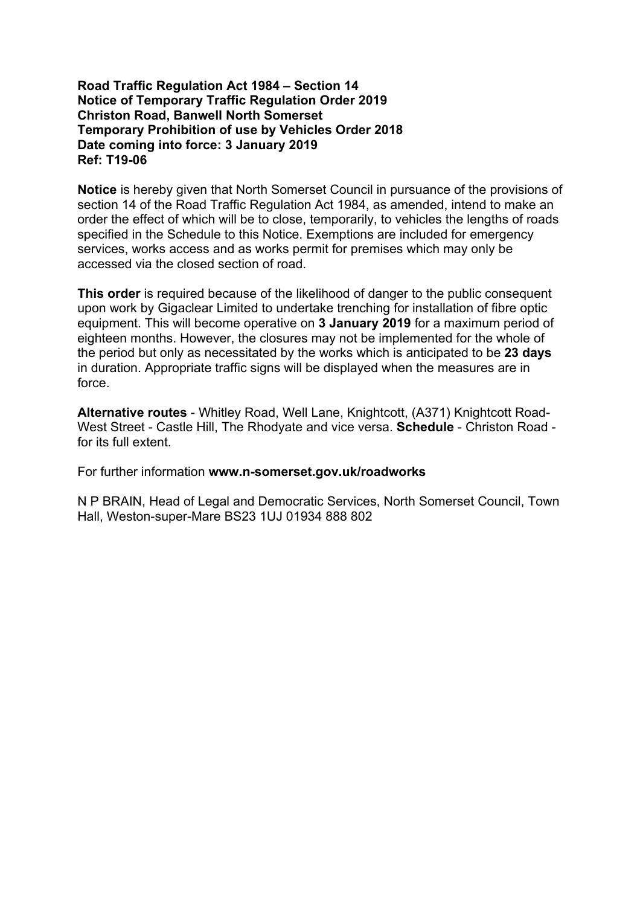**Road Traffic Regulation Act 1984 – Section 14**
**Notice of Temporary Traffic Regulation Order 2019**
**Christon Road, Banwell North Somerset**
**Temporary Prohibition of use by Vehicles Order 2018**
**Date coming into force: 3 January 2019**
**Ref: T19-06**

**Notice** is hereby given that North Somerset Council in pursuance of the provisions of section 14 of the Road Traffic Regulation Act 1984, as amended, intend to make an order the effect of which will be to close, temporarily, to vehicles the lengths of roads specified in the Schedule to this Notice. Exemptions are included for emergency services, works access and as works permit for premises which may only be accessed via the closed section of road.

**This order** is required because of the likelihood of danger to the public consequent upon work by Gigaclear Limited to undertake trenching for installation of fibre optic equipment. This will become operative on **3 January 2019** for a maximum period of eighteen months. However, the closures may not be implemented for the whole of the period but only as necessitated by the works which is anticipated to be **23 days** in duration. Appropriate traffic signs will be displayed when the measures are in force.

**Alternative routes** - Whitley Road, Well Lane, Knightcott, (A371) Knightcott Road-West Street - Castle Hill, The Rhodyate and vice versa. **Schedule** - Christon Road - for its full extent.

For further information **www.n-somerset.gov.uk/roadworks**

N P BRAIN, Head of Legal and Democratic Services, North Somerset Council, Town Hall, Weston-super-Mare BS23 1UJ 01934 888 802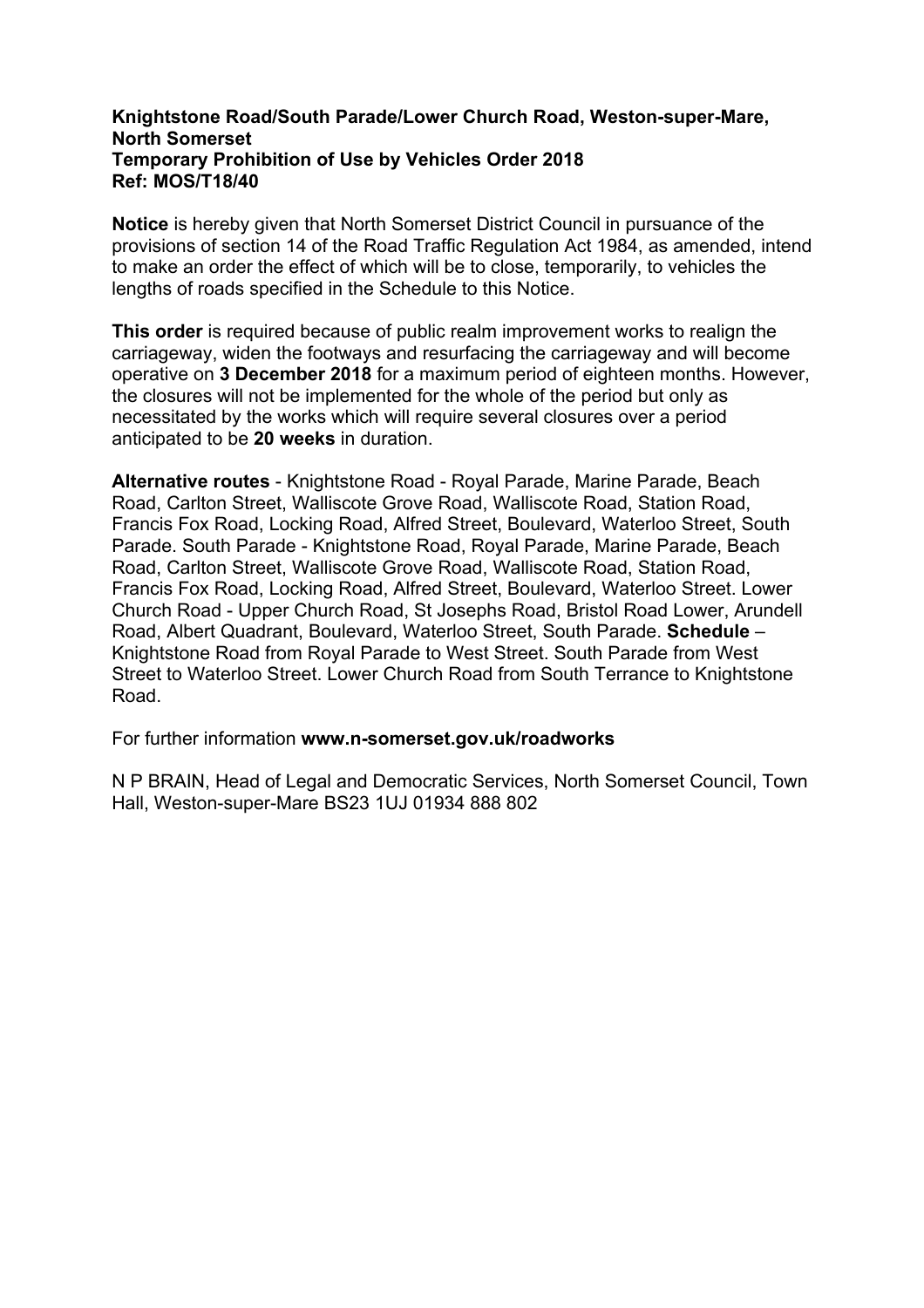**Knightstone Road/South Parade/Lower Church Road, Weston-super-Mare, North Somerset**
**Temporary Prohibition of Use by Vehicles Order 2018**
**Ref: MOS/T18/40**

**Notice** is hereby given that North Somerset District Council in pursuance of the provisions of section 14 of the Road Traffic Regulation Act 1984, as amended, intend to make an order the effect of which will be to close, temporarily, to vehicles the lengths of roads specified in the Schedule to this Notice.

**This order** is required because of public realm improvement works to realign the carriageway, widen the footways and resurfacing the carriageway and will become operative on **3 December 2018** for a maximum period of eighteen months. However, the closures will not be implemented for the whole of the period but only as necessitated by the works which will require several closures over a period anticipated to be **20 weeks** in duration.

**Alternative routes** - Knightstone Road - Royal Parade, Marine Parade, Beach Road, Carlton Street, Walliscote Grove Road, Walliscote Road, Station Road, Francis Fox Road, Locking Road, Alfred Street, Boulevard, Waterloo Street, South Parade. South Parade - Knightstone Road, Royal Parade, Marine Parade, Beach Road, Carlton Street, Walliscote Grove Road, Walliscote Road, Station Road, Francis Fox Road, Locking Road, Alfred Street, Boulevard, Waterloo Street. Lower Church Road - Upper Church Road, St Josephs Road, Bristol Road Lower, Arundell Road, Albert Quadrant, Boulevard, Waterloo Street, South Parade. **Schedule** – Knightstone Road from Royal Parade to West Street. South Parade from West Street to Waterloo Street. Lower Church Road from South Terrance to Knightstone Road.

For further information **www.n-somerset.gov.uk/roadworks**

N P BRAIN, Head of Legal and Democratic Services, North Somerset Council, Town Hall, Weston-super-Mare BS23 1UJ 01934 888 802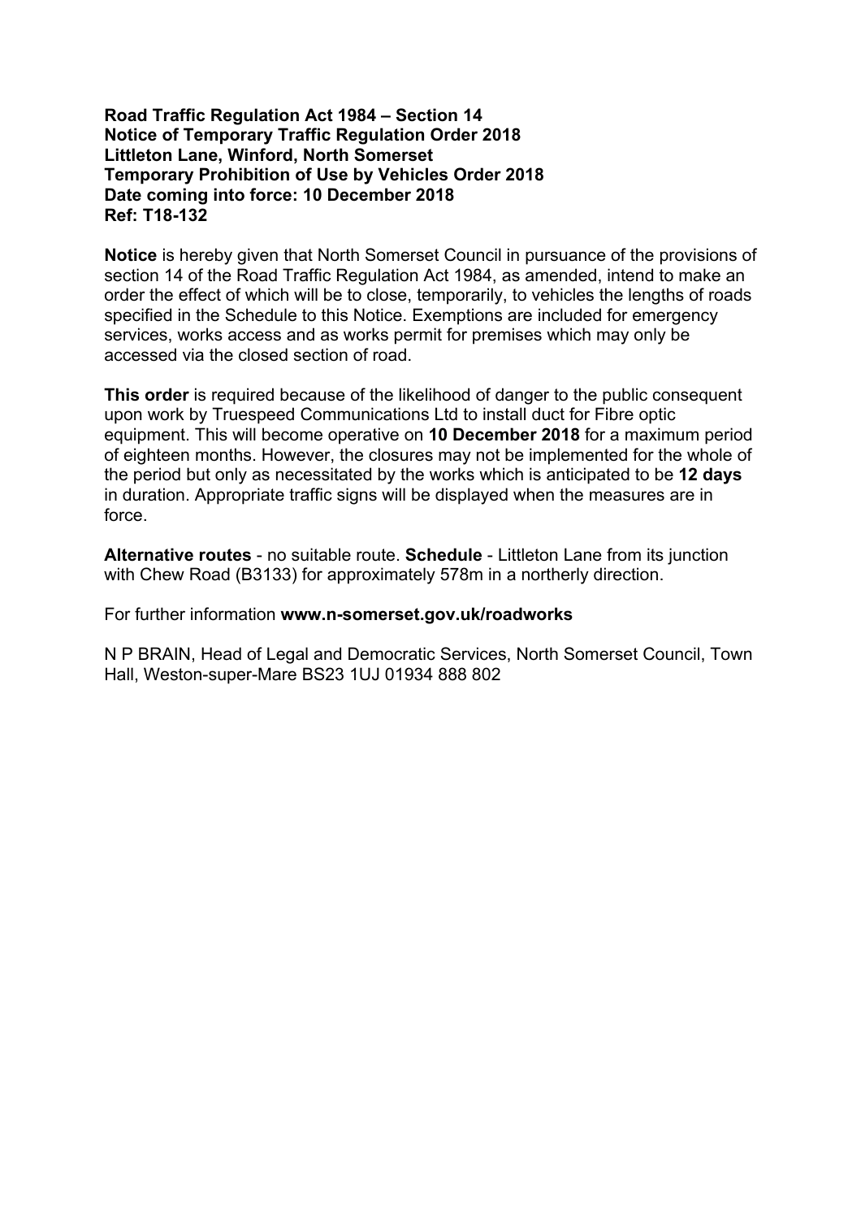**Road Traffic Regulation Act 1984 – Section 14**
**Notice of Temporary Traffic Regulation Order 2018**
**Littleton Lane, Winford, North Somerset**
**Temporary Prohibition of Use by Vehicles Order 2018**
**Date coming into force: 10 December 2018**
**Ref: T18-132**

**Notice** is hereby given that North Somerset Council in pursuance of the provisions of section 14 of the Road Traffic Regulation Act 1984, as amended, intend to make an order the effect of which will be to close, temporarily, to vehicles the lengths of roads specified in the Schedule to this Notice. Exemptions are included for emergency services, works access and as works permit for premises which may only be accessed via the closed section of road.

**This order** is required because of the likelihood of danger to the public consequent upon work by Truespeed Communications Ltd to install duct for Fibre optic equipment. This will become operative on **10 December 2018** for a maximum period of eighteen months. However, the closures may not be implemented for the whole of the period but only as necessitated by the works which is anticipated to be **12 days** in duration. Appropriate traffic signs will be displayed when the measures are in force.

**Alternative routes** - no suitable route. **Schedule** - Littleton Lane from its junction with Chew Road (B3133) for approximately 578m in a northerly direction.

For further information **www.n-somerset.gov.uk/roadworks**

N P BRAIN, Head of Legal and Democratic Services, North Somerset Council, Town Hall, Weston-super-Mare BS23 1UJ 01934 888 802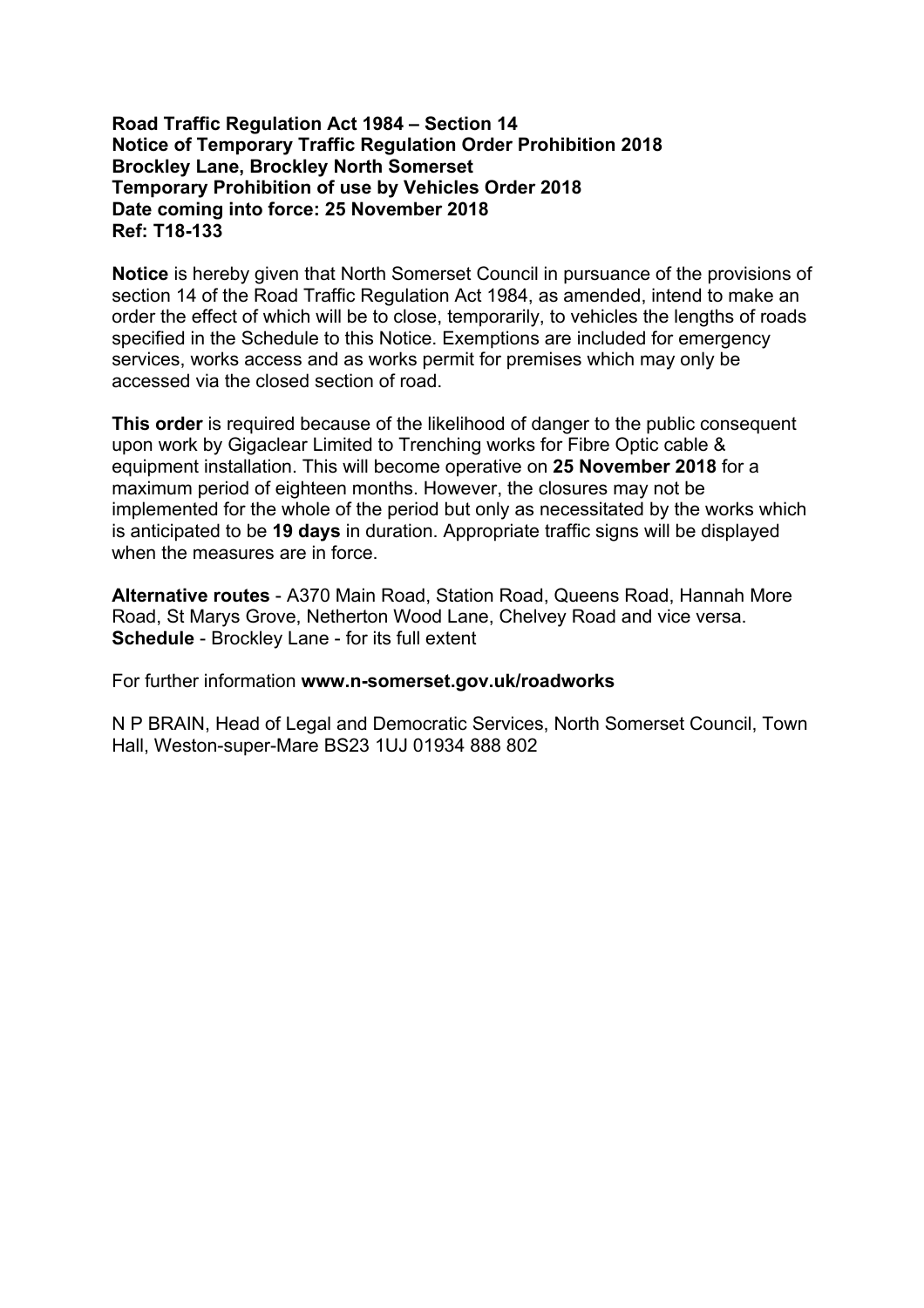**Road Traffic Regulation Act 1984 – Section 14**
**Notice of Temporary Traffic Regulation Order Prohibition 2018**
**Brockley Lane, Brockley North Somerset**
**Temporary Prohibition of use by Vehicles Order 2018**
**Date coming into force: 25 November 2018**
**Ref: T18-133**

**Notice** is hereby given that North Somerset Council in pursuance of the provisions of section 14 of the Road Traffic Regulation Act 1984, as amended, intend to make an order the effect of which will be to close, temporarily, to vehicles the lengths of roads specified in the Schedule to this Notice. Exemptions are included for emergency services, works access and as works permit for premises which may only be accessed via the closed section of road.

**This order** is required because of the likelihood of danger to the public consequent upon work by Gigaclear Limited to Trenching works for Fibre Optic cable & equipment installation. This will become operative on **25 November 2018** for a maximum period of eighteen months. However, the closures may not be implemented for the whole of the period but only as necessitated by the works which is anticipated to be **19 days** in duration. Appropriate traffic signs will be displayed when the measures are in force.

**Alternative routes** - A370 Main Road, Station Road, Queens Road, Hannah More Road, St Marys Grove, Netherton Wood Lane, Chelvey Road and vice versa.
**Schedule** - Brockley Lane - for its full extent

For further information **www.n-somerset.gov.uk/roadworks**

N P BRAIN, Head of Legal and Democratic Services, North Somerset Council, Town Hall, Weston-super-Mare BS23 1UJ 01934 888 802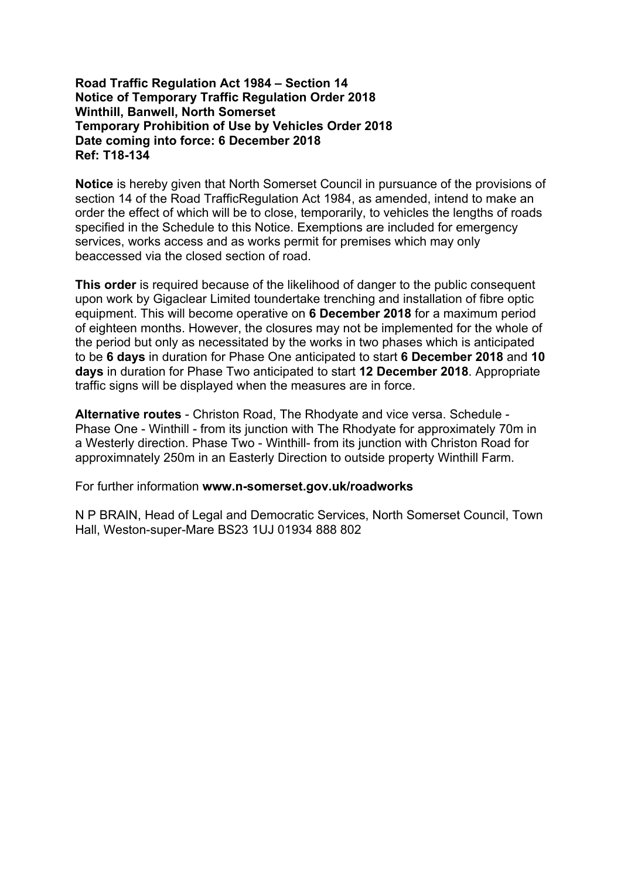**Road Traffic Regulation Act 1984 – Section 14**
**Notice of Temporary Traffic Regulation Order 2018**
**Winthill, Banwell, North Somerset**
**Temporary Prohibition of Use by Vehicles Order 2018**
**Date coming into force: 6 December 2018**
**Ref: T18-134**

**Notice** is hereby given that North Somerset Council in pursuance of the provisions of section 14 of the Road TrafficRegulation Act 1984, as amended, intend to make an order the effect of which will be to close, temporarily, to vehicles the lengths of roads specified in the Schedule to this Notice. Exemptions are included for emergency services, works access and as works permit for premises which may only beaccessed via the closed section of road.

**This order** is required because of the likelihood of danger to the public consequent upon work by Gigaclear Limited toundertake trenching and installation of fibre optic equipment. This will become operative on **6 December 2018** for a maximum period of eighteen months. However, the closures may not be implemented for the whole of the period but only as necessitated by the works in two phases which is anticipated to be **6 days** in duration for Phase One anticipated to start **6 December 2018** and **10 days** in duration for Phase Two anticipated to start **12 December 2018**. Appropriate traffic signs will be displayed when the measures are in force.

**Alternative routes** - Christon Road, The Rhodyate and vice versa. Schedule - Phase One - Winthill - from its junction with The Rhodyate for approximately 70m in a Westerly direction. Phase Two - Winthill- from its junction with Christon Road for approximnately 250m in an Easterly Direction to outside property Winthill Farm.

For further information **www.n-somerset.gov.uk/roadworks**

N P BRAIN, Head of Legal and Democratic Services, North Somerset Council, Town Hall, Weston-super-Mare BS23 1UJ 01934 888 802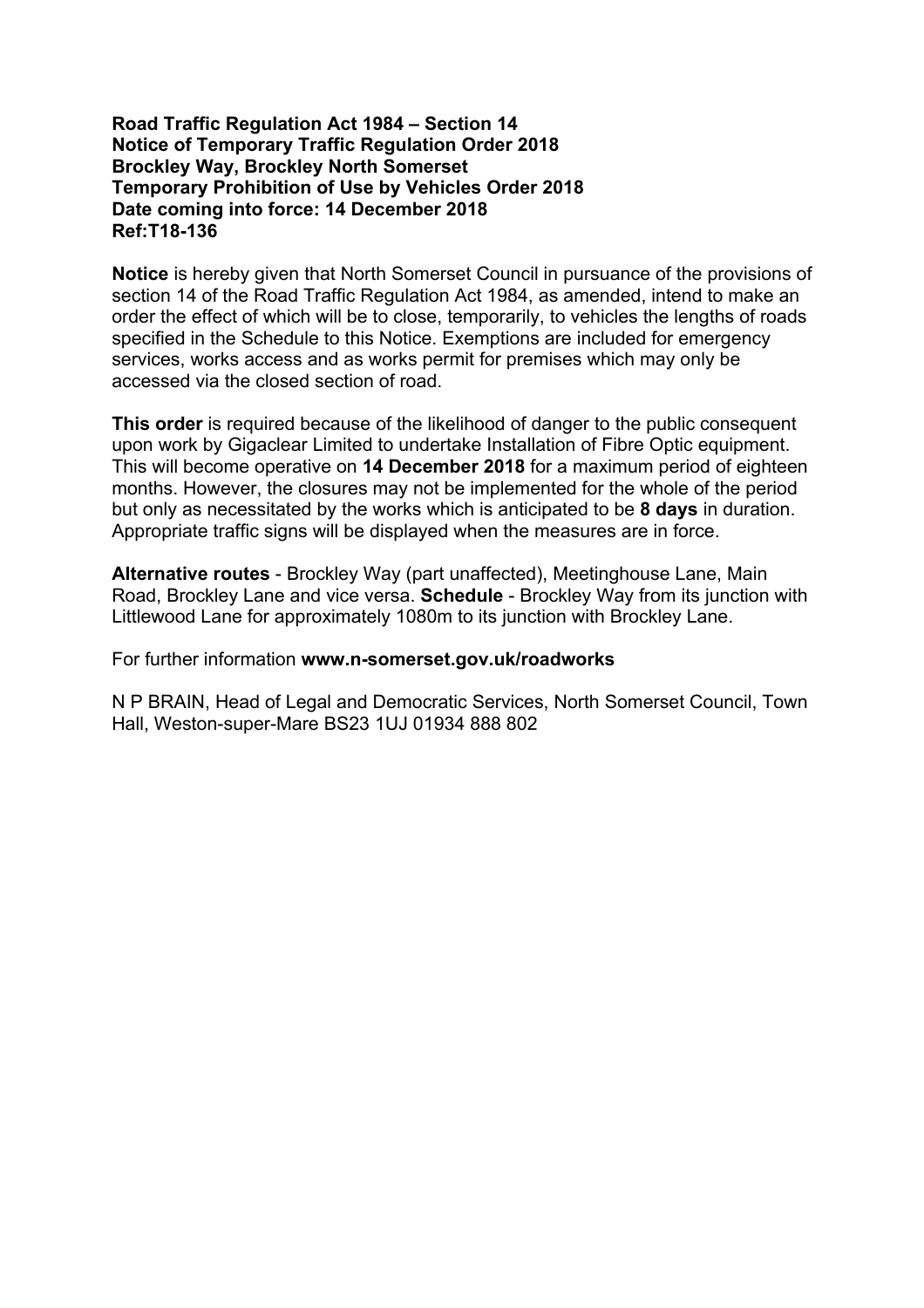**Road Traffic Regulation Act 1984 – Section 14**
**Notice of Temporary Traffic Regulation Order 2018**
**Brockley Way, Brockley North Somerset**
**Temporary Prohibition of Use by Vehicles Order 2018**
**Date coming into force: 14 December 2018**
**Ref:T18-136**

**Notice** is hereby given that North Somerset Council in pursuance of the provisions of section 14 of the Road Traffic Regulation Act 1984, as amended, intend to make an order the effect of which will be to close, temporarily, to vehicles the lengths of roads specified in the Schedule to this Notice. Exemptions are included for emergency services, works access and as works permit for premises which may only be accessed via the closed section of road.

**This order** is required because of the likelihood of danger to the public consequent upon work by Gigaclear Limited to undertake Installation of Fibre Optic equipment. This will become operative on **14 December 2018** for a maximum period of eighteen months. However, the closures may not be implemented for the whole of the period but only as necessitated by the works which is anticipated to be **8 days** in duration. Appropriate traffic signs will be displayed when the measures are in force.

**Alternative routes** - Brockley Way (part unaffected), Meetinghouse Lane, Main Road, Brockley Lane and vice versa. **Schedule** - Brockley Way from its junction with Littlewood Lane for approximately 1080m to its junction with Brockley Lane.

For further information **www.n-somerset.gov.uk/roadworks**

N P BRAIN, Head of Legal and Democratic Services, North Somerset Council, Town Hall, Weston-super-Mare BS23 1UJ 01934 888 802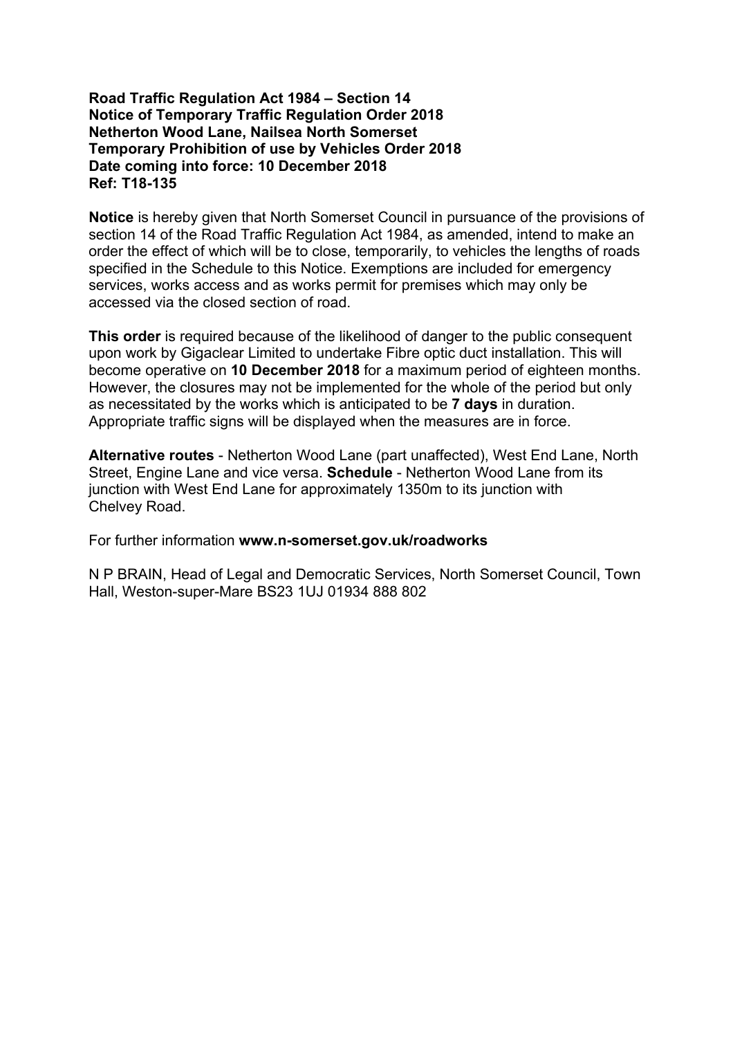**Road Traffic Regulation Act 1984 – Section 14**
**Notice of Temporary Traffic Regulation Order 2018**
**Netherton Wood Lane, Nailsea North Somerset**
**Temporary Prohibition of use by Vehicles Order 2018**
**Date coming into force: 10 December 2018**
**Ref: T18-135**

**Notice** is hereby given that North Somerset Council in pursuance of the provisions of section 14 of the Road Traffic Regulation Act 1984, as amended, intend to make an order the effect of which will be to close, temporarily, to vehicles the lengths of roads specified in the Schedule to this Notice. Exemptions are included for emergency services, works access and as works permit for premises which may only be accessed via the closed section of road.

**This order** is required because of the likelihood of danger to the public consequent upon work by Gigaclear Limited to undertake Fibre optic duct installation. This will become operative on **10 December 2018** for a maximum period of eighteen months. However, the closures may not be implemented for the whole of the period but only as necessitated by the works which is anticipated to be **7 days** in duration. Appropriate traffic signs will be displayed when the measures are in force.

**Alternative routes** - Netherton Wood Lane (part unaffected), West End Lane, North Street, Engine Lane and vice versa. **Schedule** - Netherton Wood Lane from its junction with West End Lane for approximately 1350m to its junction with Chelvey Road.

For further information **www.n-somerset.gov.uk/roadworks**

N P BRAIN, Head of Legal and Democratic Services, North Somerset Council, Town Hall, Weston-super-Mare BS23 1UJ 01934 888 802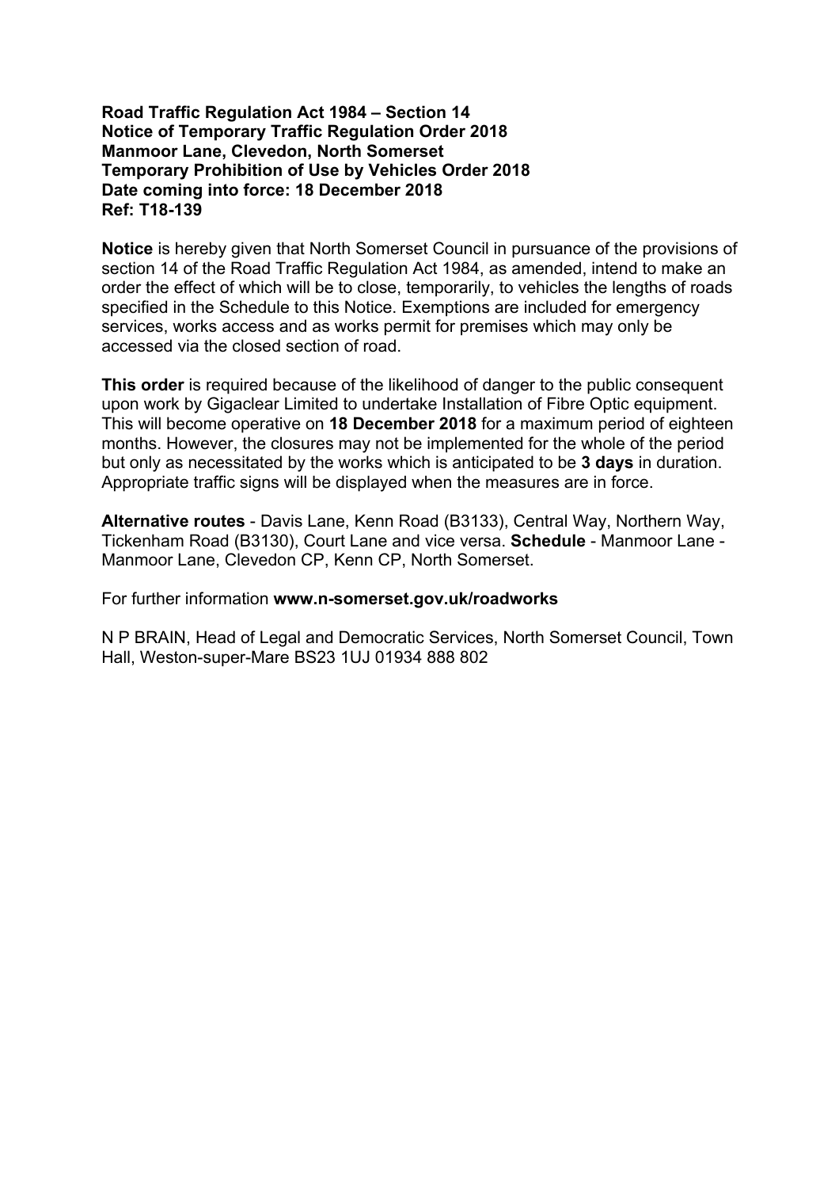**Road Traffic Regulation Act 1984 – Section 14**
**Notice of Temporary Traffic Regulation Order 2018**
**Manmoor Lane, Clevedon, North Somerset**
**Temporary Prohibition of Use by Vehicles Order 2018**
**Date coming into force: 18 December 2018**
**Ref: T18-139**

**Notice** is hereby given that North Somerset Council in pursuance of the provisions of section 14 of the Road Traffic Regulation Act 1984, as amended, intend to make an order the effect of which will be to close, temporarily, to vehicles the lengths of roads specified in the Schedule to this Notice. Exemptions are included for emergency services, works access and as works permit for premises which may only be accessed via the closed section of road.

**This order** is required because of the likelihood of danger to the public consequent upon work by Gigaclear Limited to undertake Installation of Fibre Optic equipment. This will become operative on **18 December 2018** for a maximum period of eighteen months. However, the closures may not be implemented for the whole of the period but only as necessitated by the works which is anticipated to be **3 days** in duration. Appropriate traffic signs will be displayed when the measures are in force.

**Alternative routes** - Davis Lane, Kenn Road (B3133), Central Way, Northern Way, Tickenham Road (B3130), Court Lane and vice versa. **Schedule** - Manmoor Lane - Manmoor Lane, Clevedon CP, Kenn CP, North Somerset.

For further information **www.n-somerset.gov.uk/roadworks**

N P BRAIN, Head of Legal and Democratic Services, North Somerset Council, Town Hall, Weston-super-Mare BS23 1UJ 01934 888 802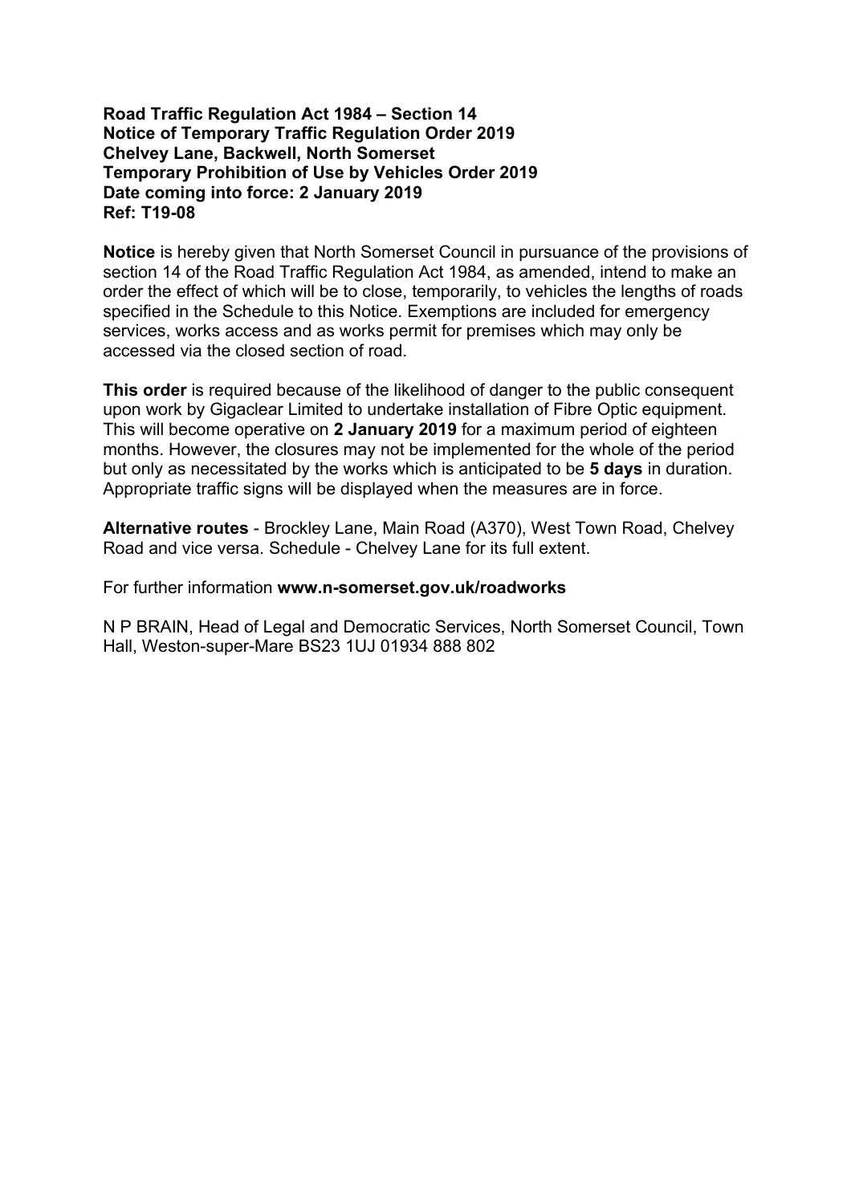**Road Traffic Regulation Act 1984 – Section 14**
**Notice of Temporary Traffic Regulation Order 2019**
**Chelvey Lane, Backwell, North Somerset**
**Temporary Prohibition of Use by Vehicles Order 2019**
**Date coming into force: 2 January 2019**
**Ref: T19-08**

**Notice** is hereby given that North Somerset Council in pursuance of the provisions of section 14 of the Road Traffic Regulation Act 1984, as amended, intend to make an order the effect of which will be to close, temporarily, to vehicles the lengths of roads specified in the Schedule to this Notice. Exemptions are included for emergency services, works access and as works permit for premises which may only be accessed via the closed section of road.

**This order** is required because of the likelihood of danger to the public consequent upon work by Gigaclear Limited to undertake installation of Fibre Optic equipment. This will become operative on **2 January 2019** for a maximum period of eighteen months. However, the closures may not be implemented for the whole of the period but only as necessitated by the works which is anticipated to be **5 days** in duration. Appropriate traffic signs will be displayed when the measures are in force.

**Alternative routes** - Brockley Lane, Main Road (A370), West Town Road, Chelvey Road and vice versa. Schedule - Chelvey Lane for its full extent.

For further information **www.n-somerset.gov.uk/roadworks**

N P BRAIN, Head of Legal and Democratic Services, North Somerset Council, Town Hall, Weston-super-Mare BS23 1UJ 01934 888 802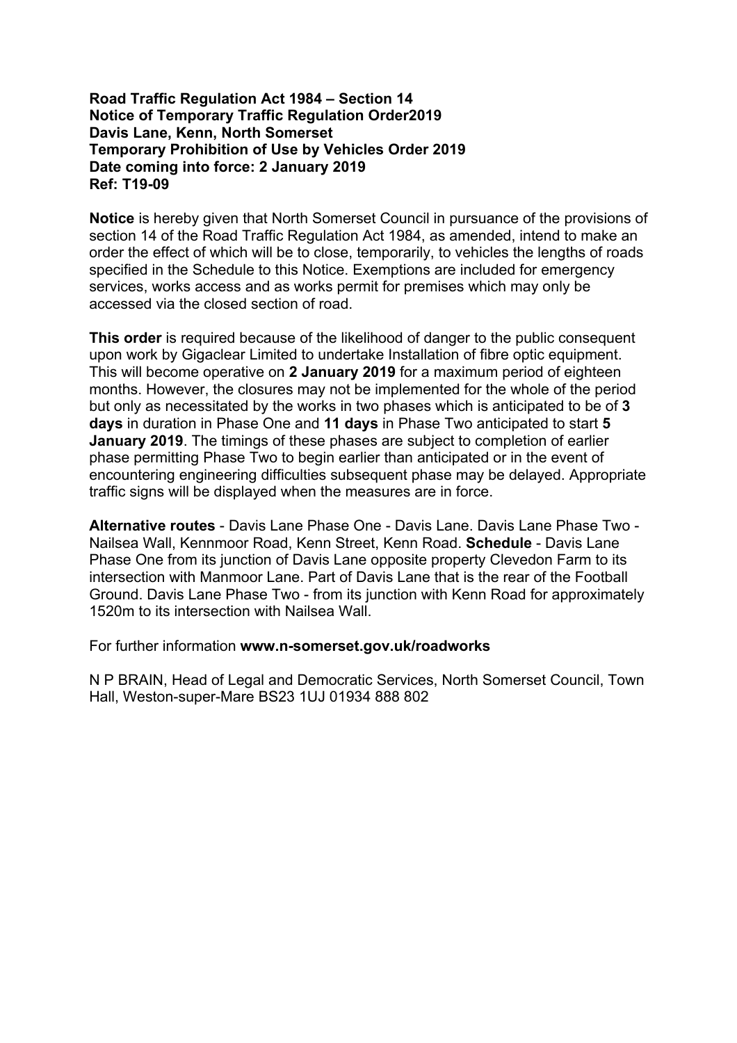**Road Traffic Regulation Act 1984 – Section 14**
**Notice of Temporary Traffic Regulation Order2019**
**Davis Lane, Kenn, North Somerset**
**Temporary Prohibition of Use by Vehicles Order 2019**
**Date coming into force: 2 January 2019**
**Ref: T19-09**

**Notice** is hereby given that North Somerset Council in pursuance of the provisions of section 14 of the Road Traffic Regulation Act 1984, as amended, intend to make an order the effect of which will be to close, temporarily, to vehicles the lengths of roads specified in the Schedule to this Notice. Exemptions are included for emergency services, works access and as works permit for premises which may only be accessed via the closed section of road.

**This order** is required because of the likelihood of danger to the public consequent upon work by Gigaclear Limited to undertake Installation of fibre optic equipment. This will become operative on **2 January 2019** for a maximum period of eighteen months. However, the closures may not be implemented for the whole of the period but only as necessitated by the works in two phases which is anticipated to be of **3 days** in duration in Phase One and **11 days** in Phase Two anticipated to start **5 January 2019**. The timings of these phases are subject to completion of earlier phase permitting Phase Two to begin earlier than anticipated or in the event of encountering engineering difficulties subsequent phase may be delayed. Appropriate traffic signs will be displayed when the measures are in force.

**Alternative routes** - Davis Lane Phase One - Davis Lane. Davis Lane Phase Two - Nailsea Wall, Kennmoor Road, Kenn Street, Kenn Road. **Schedule** - Davis Lane Phase One from its junction of Davis Lane opposite property Clevedon Farm to its intersection with Manmoor Lane. Part of Davis Lane that is the rear of the Football Ground. Davis Lane Phase Two - from its junction with Kenn Road for approximately 1520m to its intersection with Nailsea Wall.

For further information **www.n-somerset.gov.uk/roadworks**

N P BRAIN, Head of Legal and Democratic Services, North Somerset Council, Town Hall, Weston-super-Mare BS23 1UJ 01934 888 802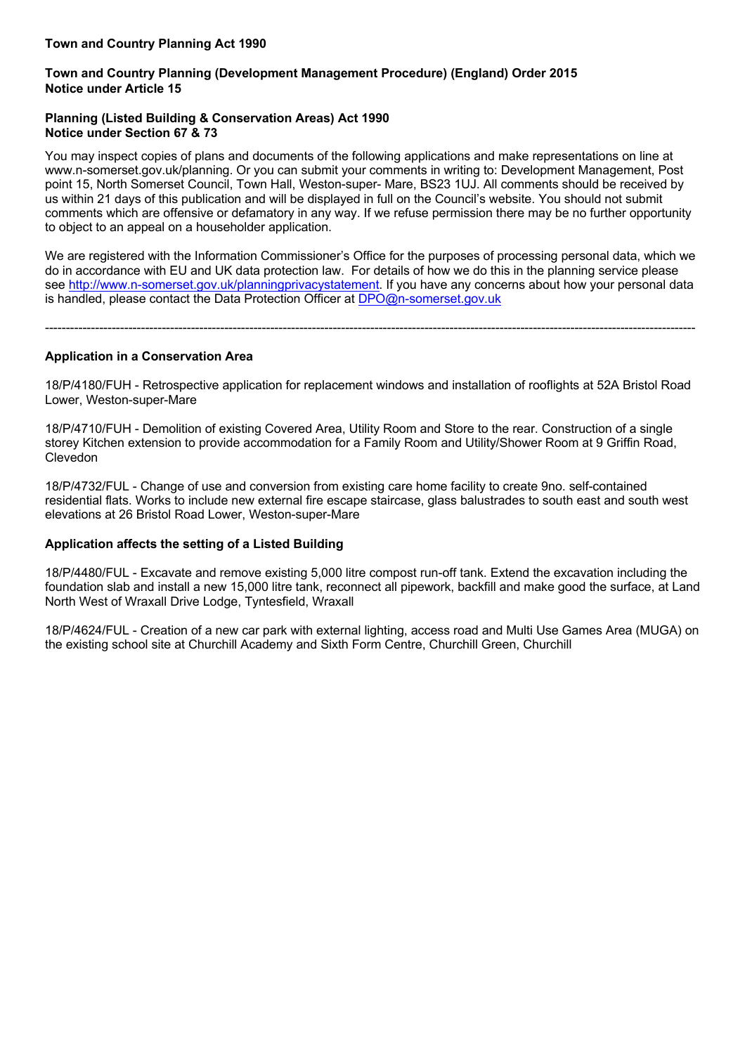**Town and Country Planning Act 1990**

**Town and Country Planning (Development Management Procedure) (England) Order 2015**
**Notice under Article 15**

**Planning (Listed Building & Conservation Areas) Act 1990**
**Notice under Section 67 & 73**

You may inspect copies of plans and documents of the following applications and make representations on line at www.n-somerset.gov.uk/planning. Or you can submit your comments in writing to: Development Management, Post point 15, North Somerset Council, Town Hall, Weston-super- Mare, BS23 1UJ. All comments should be received by us within 21 days of this publication and will be displayed in full on the Council's website. You should not submit comments which are offensive or defamatory in any way. If we refuse permission there may be no further opportunity to object to an appeal on a householder application.

We are registered with the Information Commissioner's Office for the purposes of processing personal data, which we do in accordance with EU and UK data protection law. For details of how we do this in the planning service please see http://www.n-somerset.gov.uk/planningprivacystatement. If you have any concerns about how your personal data is handled, please contact the Data Protection Officer at DPO@n-somerset.gov.uk

---

**Application in a Conservation Area**

18/P/4180/FUH - Retrospective application for replacement windows and installation of rooflights at 52A Bristol Road Lower, Weston-super-Mare

18/P/4710/FUH - Demolition of existing Covered Area, Utility Room and Store to the rear. Construction of a single storey Kitchen extension to provide accommodation for a Family Room and Utility/Shower Room at 9 Griffin Road, Clevedon

18/P/4732/FUL - Change of use and conversion from existing care home facility to create 9no. self-contained residential flats. Works to include new external fire escape staircase, glass balustrades to south east and south west elevations at 26 Bristol Road Lower, Weston-super-Mare

**Application affects the setting of a Listed Building**

18/P/4480/FUL - Excavate and remove existing 5,000 litre compost run-off tank. Extend the excavation including the foundation slab and install a new 15,000 litre tank, reconnect all pipework, backfill and make good the surface, at Land North West of Wraxall Drive Lodge, Tyntesfield, Wraxall

18/P/4624/FUL - Creation of a new car park with external lighting, access road and Multi Use Games Area (MUGA) on the existing school site at Churchill Academy and Sixth Form Centre, Churchill Green, Churchill